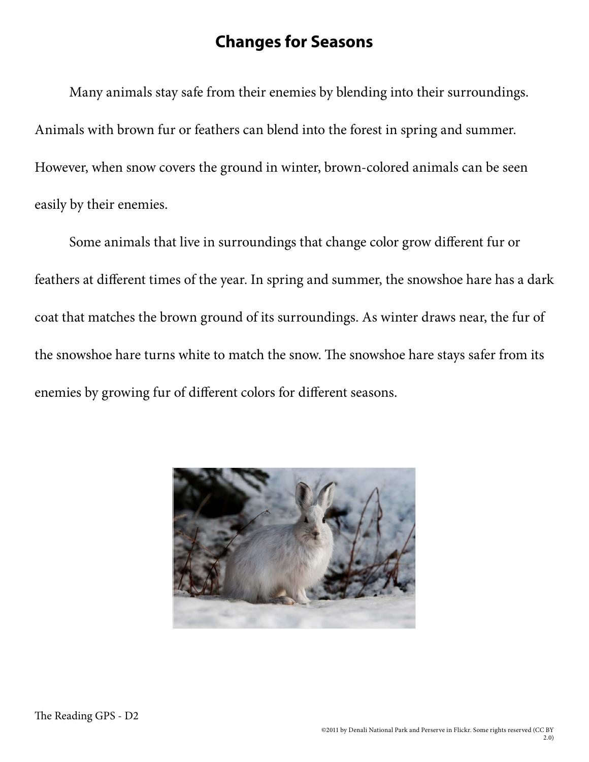# Changes for Seasons

Many animals stay safe from their enemies by blending into their surroundings. Animals with brown fur or feathers can blend into the forest in spring and summer. However, when snow covers the ground in winter, brown-colored animals can be seen easily by their enemies.

Some animals that live in surroundings that change color grow different fur or feathers at different times of the year. In spring and summer, the snowshoe hare has a dark coat that matches the brown ground of its surroundings. As winter draws near, the fur of the snowshoe hare turns white to match the snow. The snowshoe hare stays safer from its enemies by growing fur of different colors for different seasons.

©2011 by Denali National Park and Perserve in Flickr. Some rights reserved (CC BY 2.0)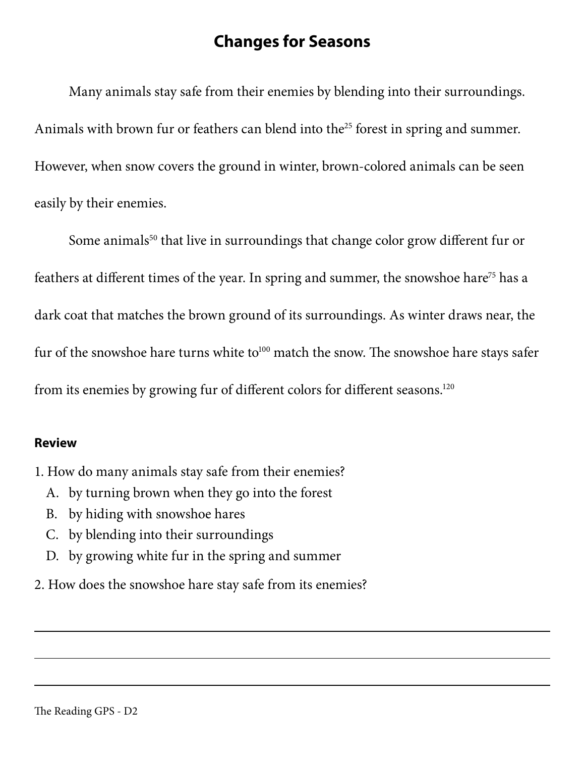# Changes for Seasons

Many animals stay safe from their enemies by blending into their surroundings. Animals with brown fur or feathers can blend into the[25] forest in spring and summer. However, when snow covers the ground in winter, brown-colored animals can be seen easily by their enemies.

Some animals[50] that live in surroundings that change color grow different fur or feathers at different times of the year. In spring and summer, the snowshoe hare[75] has a dark coat that matches the brown ground of its surroundings. As winter draws near, the fur of the snowshoe hare turns white to[100] match the snow. The snowshoe hare stays safer from its enemies by growing fur of different colors for different seasons.[120]

**Review**

1. How do many animals stay safe from their enemies?
   A. by turning brown when they go into the forest
   B. by hiding with snowshoe hares
   C. by blending into their surroundings
   D. by growing white fur in the spring and summer

2. How does the snowshoe hare stay safe from its enemies?

The Reading GPS - D2